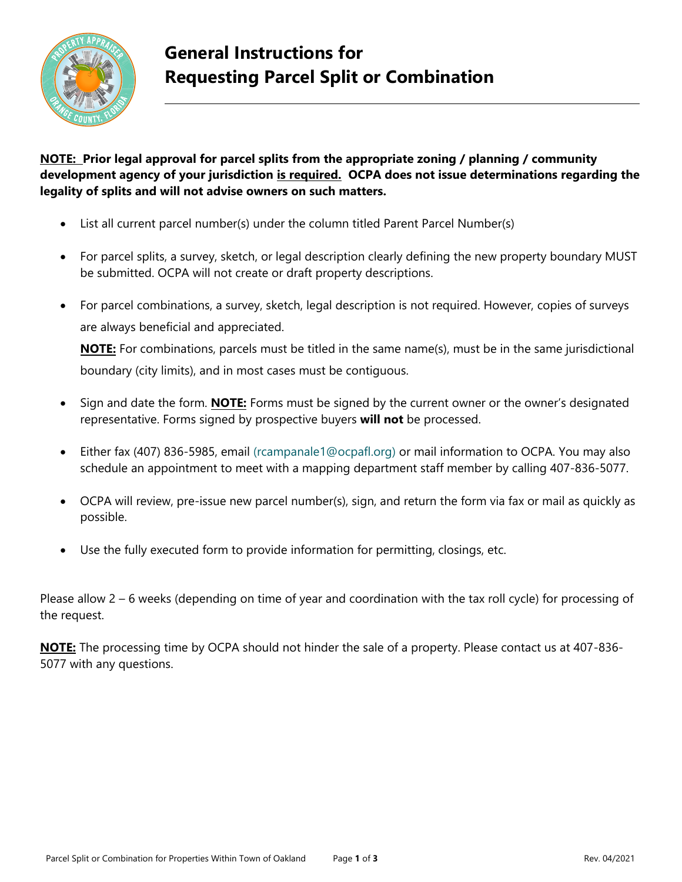# General Instructions for Requesting Parcel Split or Combination

**NOTE: Prior legal approval for parcel splits from the appropriate zoning / planning / community development agency of your jurisdiction is required. OCPA does not issue determinations regarding the legality of splits and will not advise owners on such matters.**

- List all current parcel number(s) under the column titled Parent Parcel Number(s)
- For parcel splits, a survey, sketch, or legal description clearly defining the new property boundary MUST be submitted. OCPA will not create or draft property descriptions.
- For parcel combinations, a survey, sketch, legal description is not required. However, copies of surveys are always beneficial and appreciated.

  **NOTE:** For combinations, parcels must be titled in the same name(s), must be in the same jurisdictional boundary (city limits), and in most cases must be contiguous.
- Sign and date the form. **NOTE:** Forms must be signed by the current owner or the owner's designated representative. Forms signed by prospective buyers **will not** be processed.
- Either fax (407) 836-5985, email (rcampanale1@ocpafl.org) or mail information to OCPA. You may also schedule an appointment to meet with a mapping department staff member by calling 407-836-5077.
- OCPA will review, pre-issue new parcel number(s), sign, and return the form via fax or mail as quickly as possible.
- Use the fully executed form to provide information for permitting, closings, etc.

Please allow 2 – 6 weeks (depending on time of year and coordination with the tax roll cycle) for processing of the request.

**NOTE:** The processing time by OCPA should not hinder the sale of a property. Please contact us at 407-836-5077 with any questions.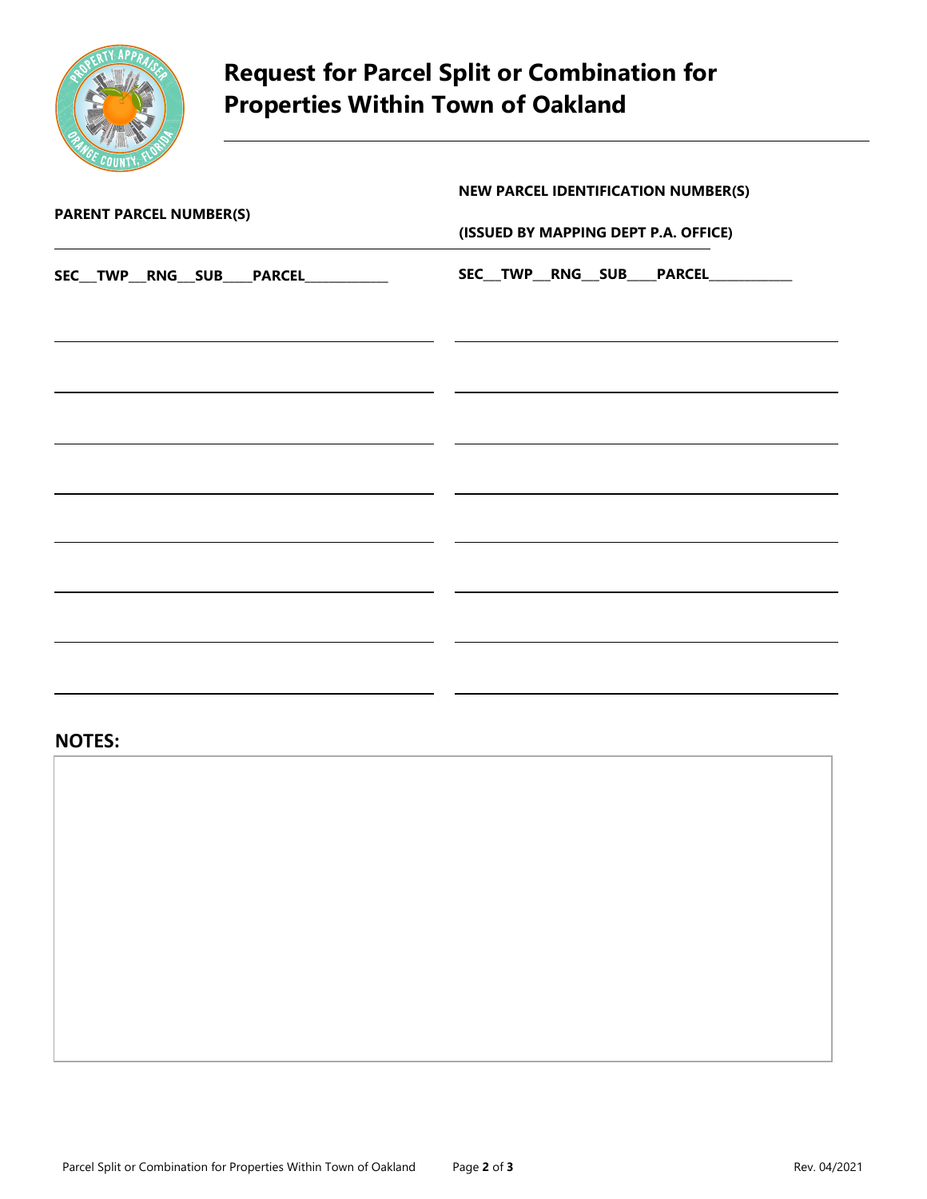# Request for Parcel Split or Combination for Properties Within Town of Oakland

| PARENT PARCEL NUMBER(S) | NEW PARCEL IDENTIFICATION NUMBER(S) (ISSUED BY MAPPING DEPT P.A. OFFICE) |
|---|---|
| SEC__TWP__RNG__SUB____PARCEL___________ | SEC__TWP__RNG__SUB____PARCEL___________ |
| | |
| | |
| | |
| | |
| | |
| | |
| | |
| | |

## NOTES: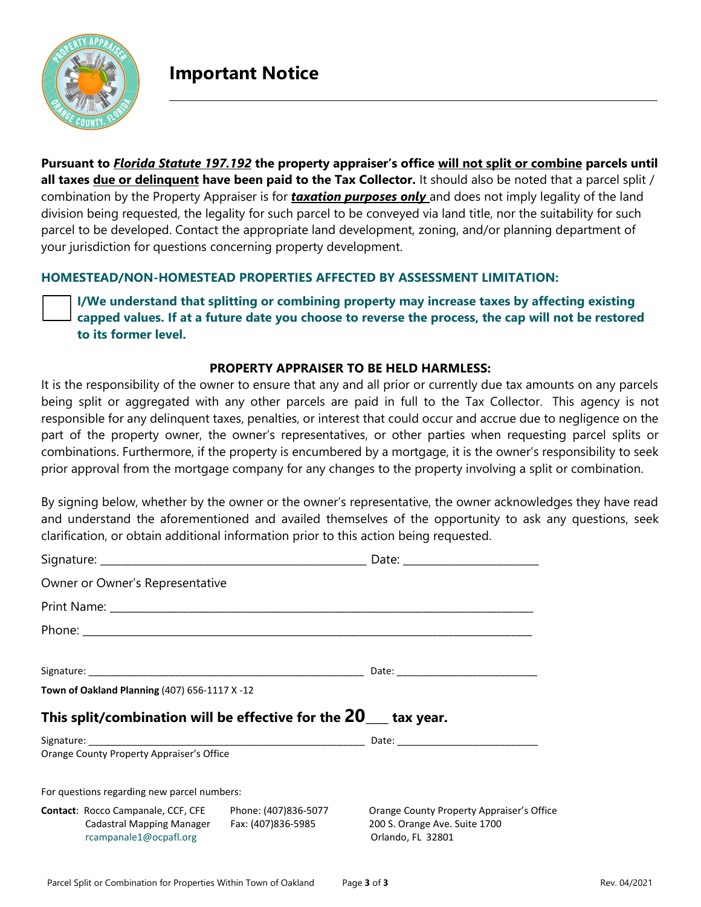# Important Notice

**Pursuant to *Florida Statute 197.192* the property appraiser's office will not split or combine parcels until all taxes due or delinquent have been paid to the Tax Collector.** It should also be noted that a parcel split / combination by the Property Appraiser is for ***taxation purposes only*** and does not imply legality of the land division being requested, the legality for such parcel to be conveyed via land title, nor the suitability for such parcel to be developed. Contact the appropriate land development, zoning, and/or planning department of your jurisdiction for questions concerning property development.

### HOMESTEAD/NON-HOMESTEAD PROPERTIES AFFECTED BY ASSESSMENT LIMITATION:

☐ **I/We understand that splitting or combining property may increase taxes by affecting existing capped values. If at a future date you choose to reverse the process, the cap will not be restored to its former level.**

### PROPERTY APPRAISER TO BE HELD HARMLESS:

It is the responsibility of the owner to ensure that any and all prior or currently due tax amounts on any parcels being split or aggregated with any other parcels are paid in full to the Tax Collector. This agency is not responsible for any delinquent taxes, penalties, or interest that could occur and accrue due to negligence on the part of the property owner, the owner's representatives, or other parties when requesting parcel splits or combinations. Furthermore, if the property is encumbered by a mortgage, it is the owner's responsibility to seek prior approval from the mortgage company for any changes to the property involving a split or combination.

By signing below, whether by the owner or the owner's representative, the owner acknowledges they have read and understand the aforementioned and availed themselves of the opportunity to ask any questions, seek clarification, or obtain additional information prior to this action being requested.

Signature: ____________________________________________ Date: ______________________

Owner or Owner's Representative

Print Name: ______________________________________________________________________

Phone: __________________________________________________________________________

Signature: ____________________________________________ Date: ______________________

**Town of Oakland Planning** (407) 656-1117 X -12

## This split/combination will be effective for the 20___ tax year.

Signature: ____________________________________________ Date: ______________________

Orange County Property Appraiser's Office

For questions regarding new parcel numbers:

**Contact**: Rocco Campanale, CCF, CFE
Cadastral Mapping Manager
rcampanale1@ocpafl.org

Phone: (407)836-5077
Fax: (407)836-5985

Orange County Property Appraiser's Office
200 S. Orange Ave. Suite 1700
Orlando, FL 32801